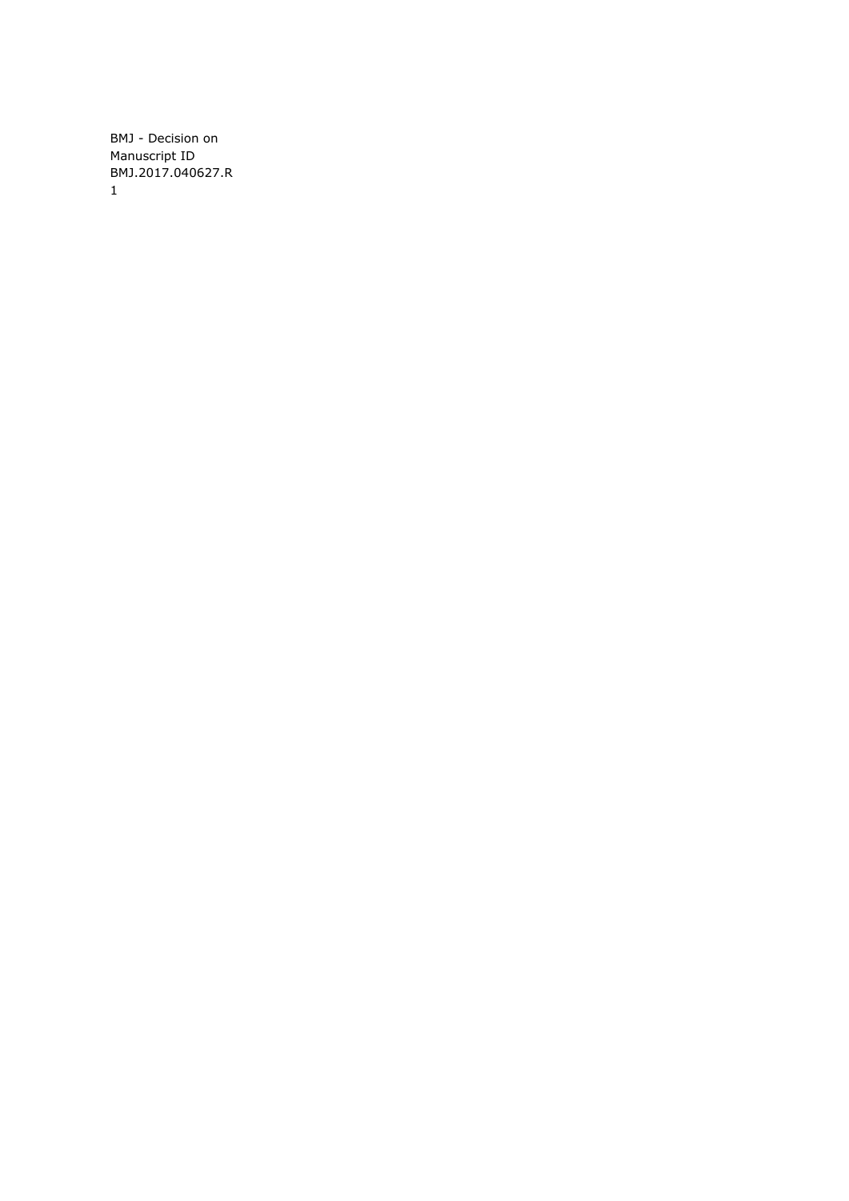BMJ - Decision on Manuscript ID BMJ.2017.040627.R1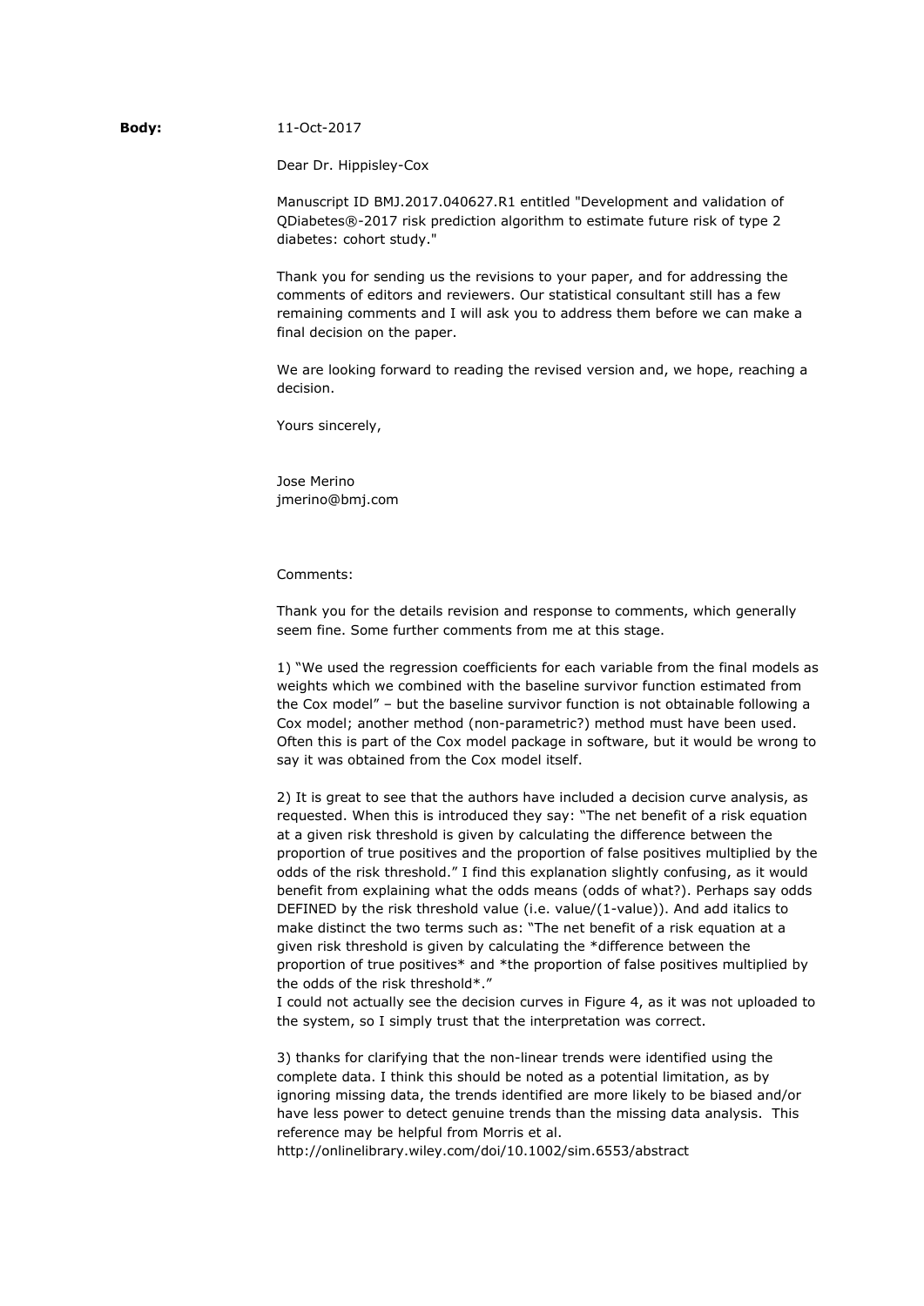**Body:** 11-Oct-2017

Dear Dr. Hippisley-Cox

Manuscript ID BMJ.2017.040627.R1 entitled "Development and validation of QDiabetes®-2017 risk prediction algorithm to estimate future risk of type 2 diabetes: cohort study."

Thank you for sending us the revisions to your paper, and for addressing the comments of editors and reviewers. Our statistical consultant still has a few remaining comments and I will ask you to address them before we can make a final decision on the paper.

We are looking forward to reading the revised version and, we hope, reaching a decision.

Yours sincerely,

Jose Merino
jmerino@bmj.com

Comments:

Thank you for the details revision and response to comments, which generally seem fine. Some further comments from me at this stage.

1) "We used the regression coefficients for each variable from the final models as weights which we combined with the baseline survivor function estimated from the Cox model" – but the baseline survivor function is not obtainable following a Cox model; another method (non-parametric?) method must have been used. Often this is part of the Cox model package in software, but it would be wrong to say it was obtained from the Cox model itself.

2) It is great to see that the authors have included a decision curve analysis, as requested. When this is introduced they say: "The net benefit of a risk equation at a given risk threshold is given by calculating the difference between the proportion of true positives and the proportion of false positives multiplied by the odds of the risk threshold." I find this explanation slightly confusing, as it would benefit from explaining what the odds means (odds of what?). Perhaps say odds DEFINED by the risk threshold value (i.e. value/(1-value)). And add italics to make distinct the two terms such as: "The net benefit of a risk equation at a given risk threshold is given by calculating the *difference between the proportion of true positives* and *the proportion of false positives multiplied by the odds of the risk threshold*."
I could not actually see the decision curves in Figure 4, as it was not uploaded to the system, so I simply trust that the interpretation was correct.

3) thanks for clarifying that the non-linear trends were identified using the complete data. I think this should be noted as a potential limitation, as by ignoring missing data, the trends identified are more likely to be biased and/or have less power to detect genuine trends than the missing data analysis. This reference may be helpful from Morris et al.
http://onlinelibrary.wiley.com/doi/10.1002/sim.6553/abstract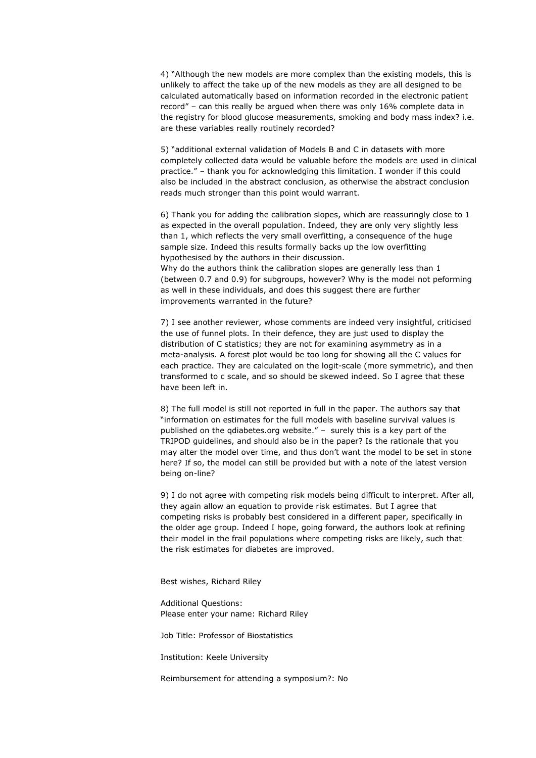4) "Although the new models are more complex than the existing models, this is unlikely to affect the take up of the new models as they are all designed to be calculated automatically based on information recorded in the electronic patient record" – can this really be argued when there was only 16% complete data in the registry for blood glucose measurements, smoking and body mass index? i.e. are these variables really routinely recorded?

5) "additional external validation of Models B and C in datasets with more completely collected data would be valuable before the models are used in clinical practice." – thank you for acknowledging this limitation. I wonder if this could also be included in the abstract conclusion, as otherwise the abstract conclusion reads much stronger than this point would warrant.

6) Thank you for adding the calibration slopes, which are reassuringly close to 1 as expected in the overall population. Indeed, they are only very slightly less than 1, which reflects the very small overfitting, a consequence of the huge sample size. Indeed this results formally backs up the low overfitting hypothesised by the authors in their discussion.
Why do the authors think the calibration slopes are generally less than 1 (between 0.7 and 0.9) for subgroups, however? Why is the model not peforming as well in these individuals, and does this suggest there are further improvements warranted in the future?

7) I see another reviewer, whose comments are indeed very insightful, criticised the use of funnel plots. In their defence, they are just used to display the distribution of C statistics; they are not for examining asymmetry as in a meta-analysis. A forest plot would be too long for showing all the C values for each practice. They are calculated on the logit-scale (more symmetric), and then transformed to c scale, and so should be skewed indeed. So I agree that these have been left in.

8) The full model is still not reported in full in the paper. The authors say that "information on estimates for the full models with baseline survival values is published on the qdiabetes.org website." – surely this is a key part of the TRIPOD guidelines, and should also be in the paper? Is the rationale that you may alter the model over time, and thus don't want the model to be set in stone here? If so, the model can still be provided but with a note of the latest version being on-line?

9) I do not agree with competing risk models being difficult to interpret. After all, they again allow an equation to provide risk estimates. But I agree that competing risks is probably best considered in a different paper, specifically in the older age group. Indeed I hope, going forward, the authors look at refining their model in the frail populations where competing risks are likely, such that the risk estimates for diabetes are improved.

Best wishes, Richard Riley

Additional Questions:
Please enter your name: Richard Riley

Job Title: Professor of Biostatistics

Institution: Keele University

Reimbursement for attending a symposium?: No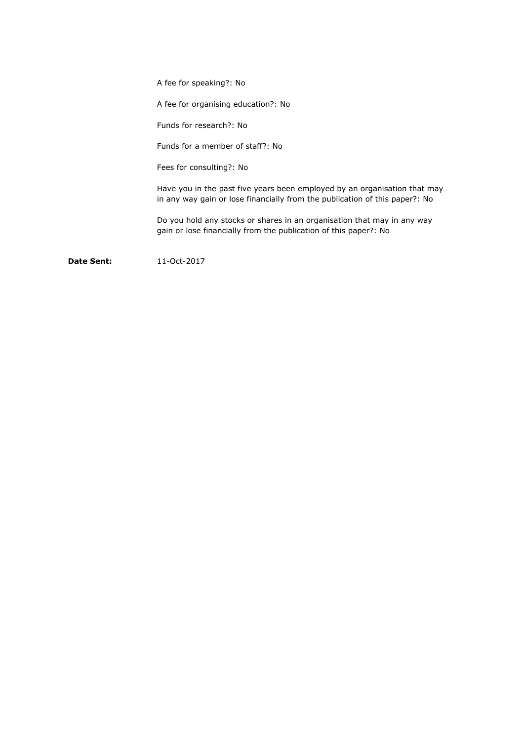A fee for speaking?: No

A fee for organising education?: No

Funds for research?: No

Funds for a member of staff?: No

Fees for consulting?: No

Have you in the past five years been employed by an organisation that may in any way gain or lose financially from the publication of this paper?: No

Do you hold any stocks or shares in an organisation that may in any way gain or lose financially from the publication of this paper?: No

**Date Sent:** 11-Oct-2017